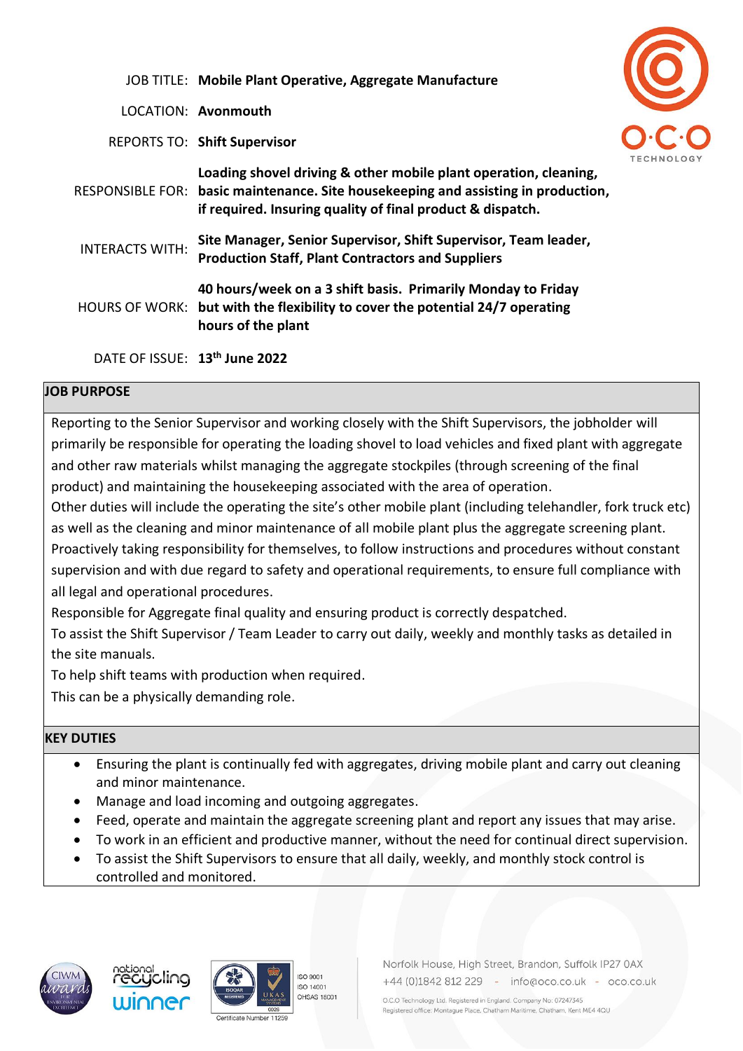| | |
|---|---|
| JOB TITLE: | **Mobile Plant Operative, Aggregate Manufacture** |
| LOCATION: | **Avonmouth** |
| REPORTS TO: | **Shift Supervisor** |
| RESPONSIBLE FOR: | **Loading shovel driving & other mobile plant operation, cleaning, basic maintenance. Site housekeeping and assisting in production, if required. Insuring quality of final product & dispatch.** |
| INTERACTS WITH: | **Site Manager, Senior Supervisor, Shift Supervisor, Team leader, Production Staff, Plant Contractors and Suppliers** |
| HOURS OF WORK: | **40 hours/week on a 3 shift basis. Primarily Monday to Friday but with the flexibility to cover the potential 24/7 operating hours of the plant** |
| DATE OF ISSUE: | **13th June 2022** |

## JOB PURPOSE

Reporting to the Senior Supervisor and working closely with the Shift Supervisors, the jobholder will primarily be responsible for operating the loading shovel to load vehicles and fixed plant with aggregate and other raw materials whilst managing the aggregate stockpiles (through screening of the final product) and maintaining the housekeeping associated with the area of operation.

Other duties will include the operating the site's other mobile plant (including telehandler, fork truck etc) as well as the cleaning and minor maintenance of all mobile plant plus the aggregate screening plant.

Proactively taking responsibility for themselves, to follow instructions and procedures without constant supervision and with due regard to safety and operational requirements, to ensure full compliance with all legal and operational procedures.

Responsible for Aggregate final quality and ensuring product is correctly despatched.

To assist the Shift Supervisor / Team Leader to carry out daily, weekly and monthly tasks as detailed in the site manuals.

To help shift teams with production when required.

This can be a physically demanding role.

## KEY DUTIES

- Ensuring the plant is continually fed with aggregates, driving mobile plant and carry out cleaning and minor maintenance.
- Manage and load incoming and outgoing aggregates.
- Feed, operate and maintain the aggregate screening plant and report any issues that may arise.
- To work in an efficient and productive manner, without the need for continual direct supervision.
- To assist the Shift Supervisors to ensure that all daily, weekly, and monthly stock control is controlled and monitored.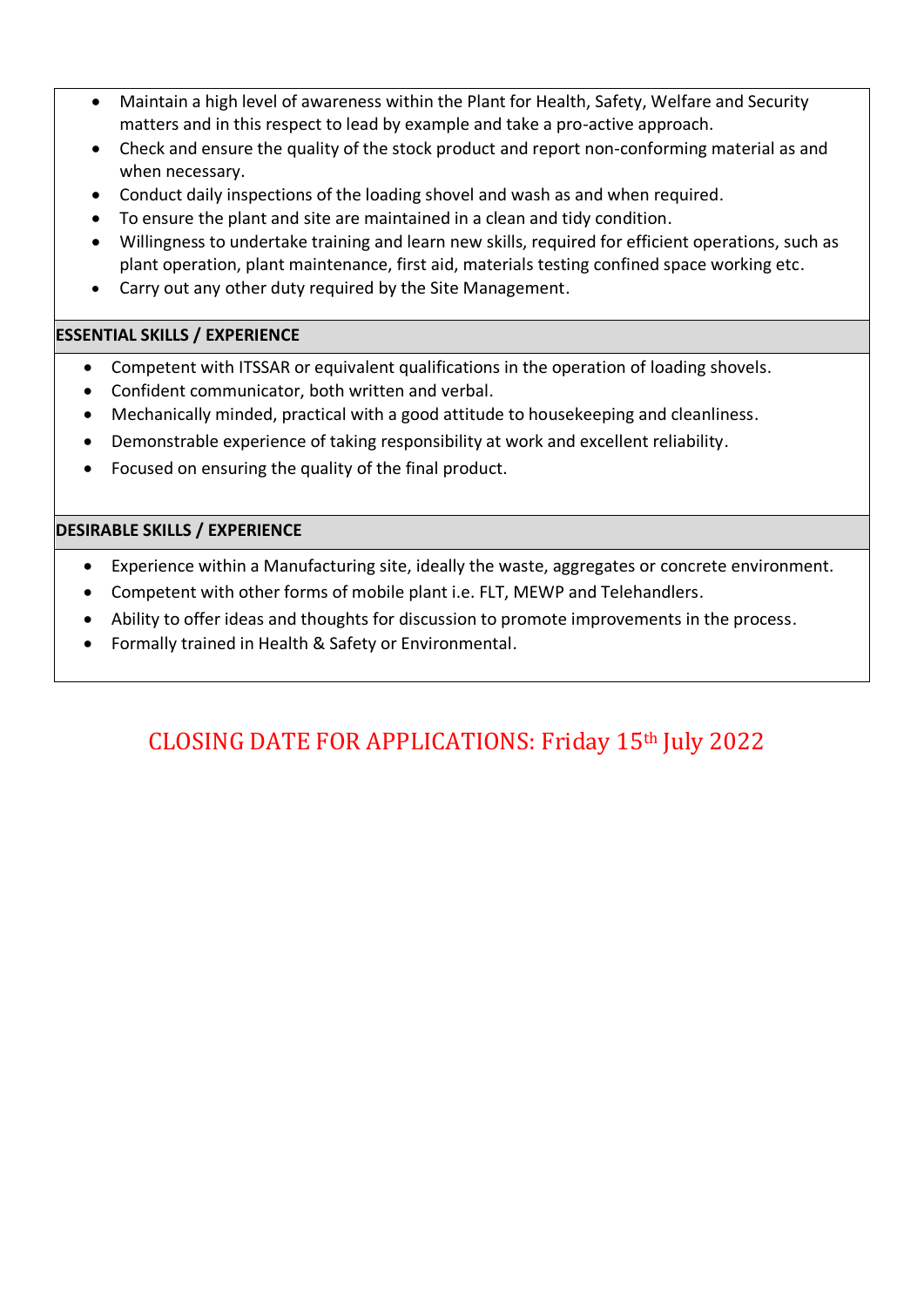- Maintain a high level of awareness within the Plant for Health, Safety, Welfare and Security matters and in this respect to lead by example and take a pro-active approach.
- Check and ensure the quality of the stock product and report non-conforming material as and when necessary.
- Conduct daily inspections of the loading shovel and wash as and when required.
- To ensure the plant and site are maintained in a clean and tidy condition.
- Willingness to undertake training and learn new skills, required for efficient operations, such as plant operation, plant maintenance, first aid, materials testing confined space working etc.
- Carry out any other duty required by the Site Management.

**ESSENTIAL SKILLS / EXPERIENCE**

- Competent with ITSSAR or equivalent qualifications in the operation of loading shovels.
- Confident communicator, both written and verbal.
- Mechanically minded, practical with a good attitude to housekeeping and cleanliness.
- Demonstrable experience of taking responsibility at work and excellent reliability.
- Focused on ensuring the quality of the final product.

**DESIRABLE SKILLS / EXPERIENCE**

- Experience within a Manufacturing site, ideally the waste, aggregates or concrete environment.
- Competent with other forms of mobile plant i.e. FLT, MEWP and Telehandlers.
- Ability to offer ideas and thoughts for discussion to promote improvements in the process.
- Formally trained in Health & Safety or Environmental.

CLOSING DATE FOR APPLICATIONS: Friday 15th July 2022